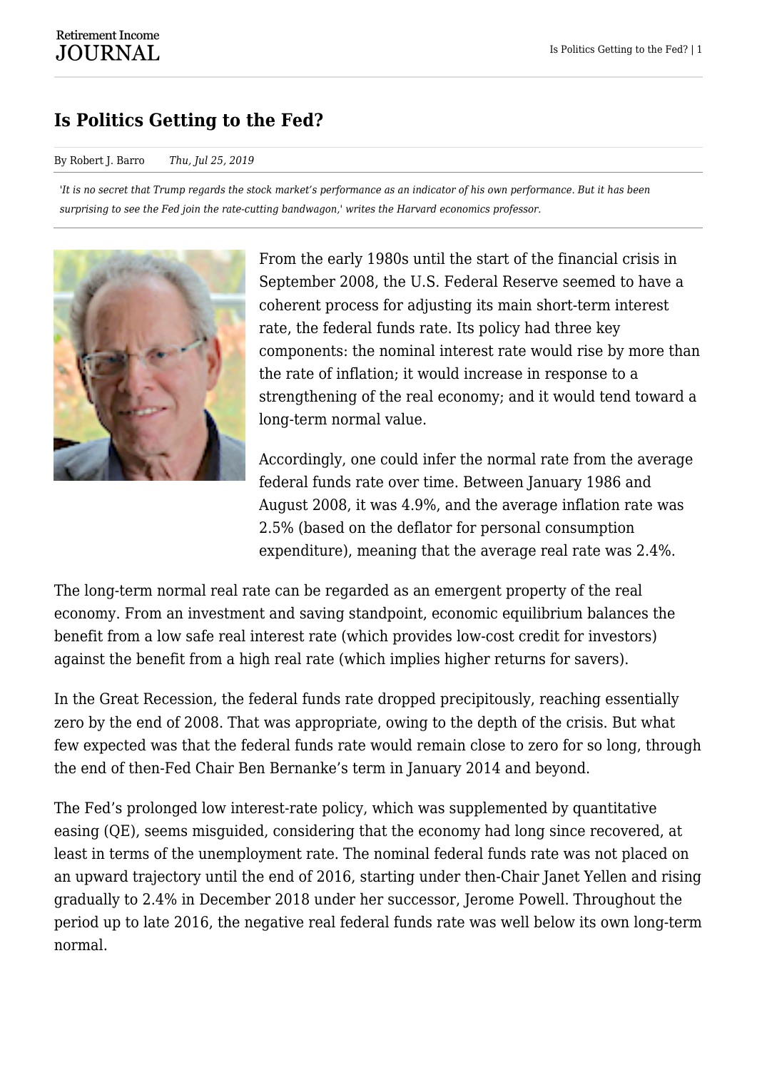# Is Politics Getting to the Fed?

By Robert J. Barro *Thu, Jul 25, 2019*

*'It is no secret that Trump regards the stock market's performance as an indicator of his own performance. But it has been surprising to see the Fed join the rate-cutting bandwagon,' writes the Harvard economics professor.*

From the early 1980s until the start of the financial crisis in September 2008, the U.S. Federal Reserve seemed to have a coherent process for adjusting its main short-term interest rate, the federal funds rate. Its policy had three key components: the nominal interest rate would rise by more than the rate of inflation; it would increase in response to a strengthening of the real economy; and it would tend toward a long-term normal value.

Accordingly, one could infer the normal rate from the average federal funds rate over time. Between January 1986 and August 2008, it was 4.9%, and the average inflation rate was 2.5% (based on the deflator for personal consumption expenditure), meaning that the average real rate was 2.4%.

The long-term normal real rate can be regarded as an emergent property of the real economy. From an investment and saving standpoint, economic equilibrium balances the benefit from a low safe real interest rate (which provides low-cost credit for investors) against the benefit from a high real rate (which implies higher returns for savers).

In the Great Recession, the federal funds rate dropped precipitously, reaching essentially zero by the end of 2008. That was appropriate, owing to the depth of the crisis. But what few expected was that the federal funds rate would remain close to zero for so long, through the end of then-Fed Chair Ben Bernanke's term in January 2014 and beyond.

The Fed's prolonged low interest-rate policy, which was supplemented by quantitative easing (QE), seems misguided, considering that the economy had long since recovered, at least in terms of the unemployment rate. The nominal federal funds rate was not placed on an upward trajectory until the end of 2016, starting under then-Chair Janet Yellen and rising gradually to 2.4% in December 2018 under her successor, Jerome Powell. Throughout the period up to late 2016, the negative real federal funds rate was well below its own long-term normal.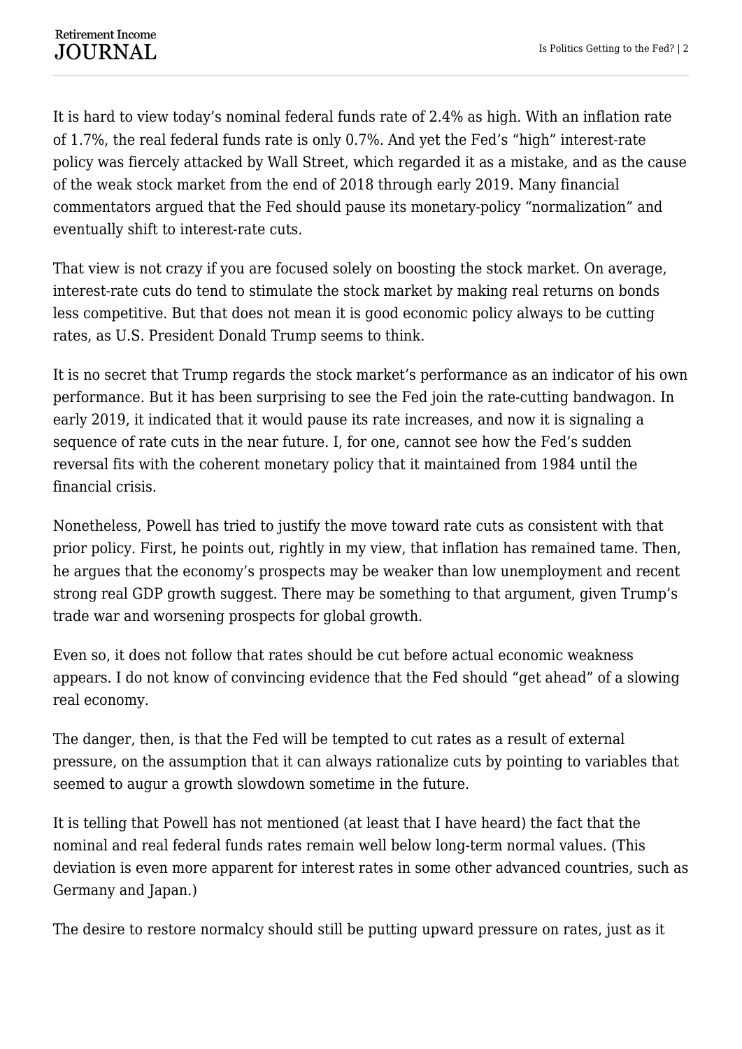It is hard to view today's nominal federal funds rate of 2.4% as high. With an inflation rate of 1.7%, the real federal funds rate is only 0.7%. And yet the Fed's "high" interest-rate policy was fiercely attacked by Wall Street, which regarded it as a mistake, and as the cause of the weak stock market from the end of 2018 through early 2019. Many financial commentators argued that the Fed should pause its monetary-policy "normalization" and eventually shift to interest-rate cuts.

That view is not crazy if you are focused solely on boosting the stock market. On average, interest-rate cuts do tend to stimulate the stock market by making real returns on bonds less competitive. But that does not mean it is good economic policy always to be cutting rates, as U.S. President Donald Trump seems to think.

It is no secret that Trump regards the stock market's performance as an indicator of his own performance. But it has been surprising to see the Fed join the rate-cutting bandwagon. In early 2019, it indicated that it would pause its rate increases, and now it is signaling a sequence of rate cuts in the near future. I, for one, cannot see how the Fed's sudden reversal fits with the coherent monetary policy that it maintained from 1984 until the financial crisis.

Nonetheless, Powell has tried to justify the move toward rate cuts as consistent with that prior policy. First, he points out, rightly in my view, that inflation has remained tame. Then, he argues that the economy's prospects may be weaker than low unemployment and recent strong real GDP growth suggest. There may be something to that argument, given Trump's trade war and worsening prospects for global growth.

Even so, it does not follow that rates should be cut before actual economic weakness appears. I do not know of convincing evidence that the Fed should "get ahead" of a slowing real economy.

The danger, then, is that the Fed will be tempted to cut rates as a result of external pressure, on the assumption that it can always rationalize cuts by pointing to variables that seemed to augur a growth slowdown sometime in the future.

It is telling that Powell has not mentioned (at least that I have heard) the fact that the nominal and real federal funds rates remain well below long-term normal values. (This deviation is even more apparent for interest rates in some other advanced countries, such as Germany and Japan.)

The desire to restore normalcy should still be putting upward pressure on rates, just as it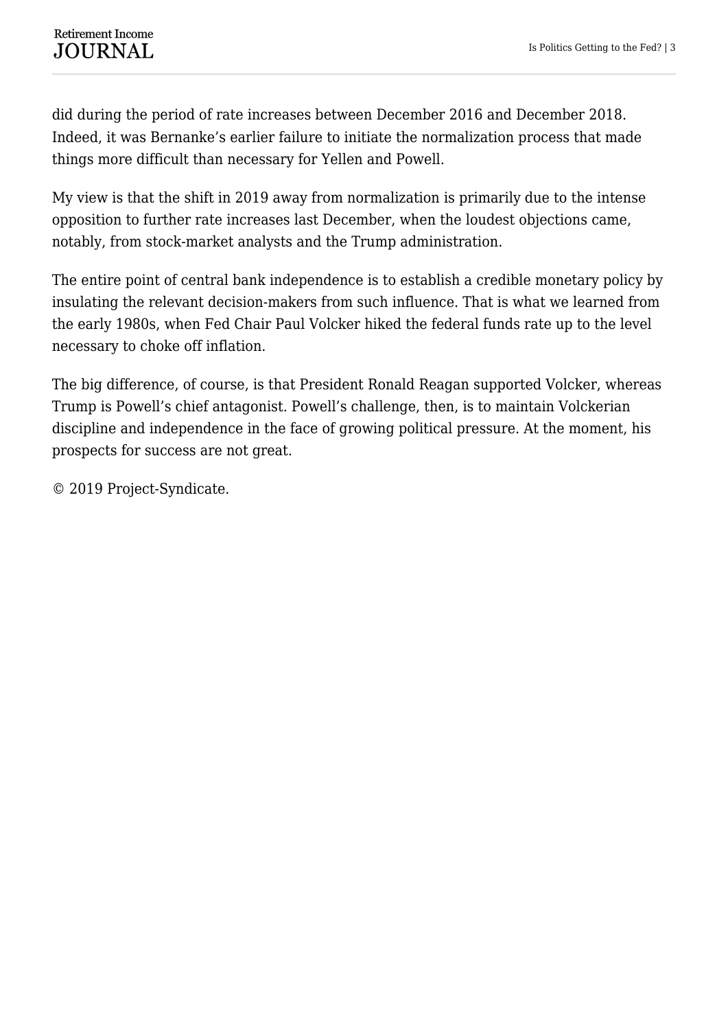did during the period of rate increases between December 2016 and December 2018. Indeed, it was Bernanke's earlier failure to initiate the normalization process that made things more difficult than necessary for Yellen and Powell.

My view is that the shift in 2019 away from normalization is primarily due to the intense opposition to further rate increases last December, when the loudest objections came, notably, from stock-market analysts and the Trump administration.

The entire point of central bank independence is to establish a credible monetary policy by insulating the relevant decision-makers from such influence. That is what we learned from the early 1980s, when Fed Chair Paul Volcker hiked the federal funds rate up to the level necessary to choke off inflation.

The big difference, of course, is that President Ronald Reagan supported Volcker, whereas Trump is Powell's chief antagonist. Powell's challenge, then, is to maintain Volckerian discipline and independence in the face of growing political pressure. At the moment, his prospects for success are not great.

© 2019 Project-Syndicate.